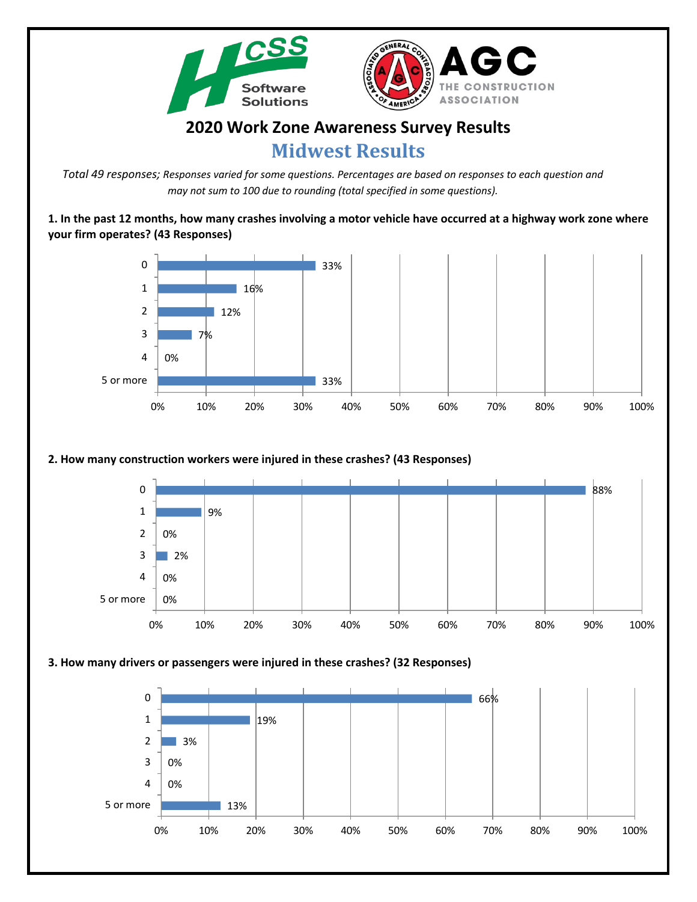# 2020 Work Zone Awareness Survey Results

## Midwest Results

*Total 49 responses; Responses varied for some questions. Percentages are based on responses to each question and may not sum to 100 due to rounding (total specified in some questions).*

**1. In the past 12 months, how many crashes involving a motor vehicle have occurred at a highway work zone where your firm operates? (43 Responses)**

| Response | Percentage |
| --- | --- |
| 0 | 33% |
| 1 | 16% |
| 2 | 12% |
| 3 | 7% |
| 4 | 0% |
| 5 or more | 33% |

**2. How many construction workers were injured in these crashes? (43 Responses)**

| Response | Percentage |
| --- | --- |
| 0 | 88% |
| 1 | 9% |
| 2 | 0% |
| 3 | 2% |
| 4 | 0% |
| 5 or more | 0% |

**3. How many drivers or passengers were injured in these crashes? (32 Responses)**

| Response | Percentage |
| --- | --- |
| 0 | 66% |
| 1 | 19% |
| 2 | 3% |
| 3 | 0% |
| 4 | 0% |
| 5 or more | 13% |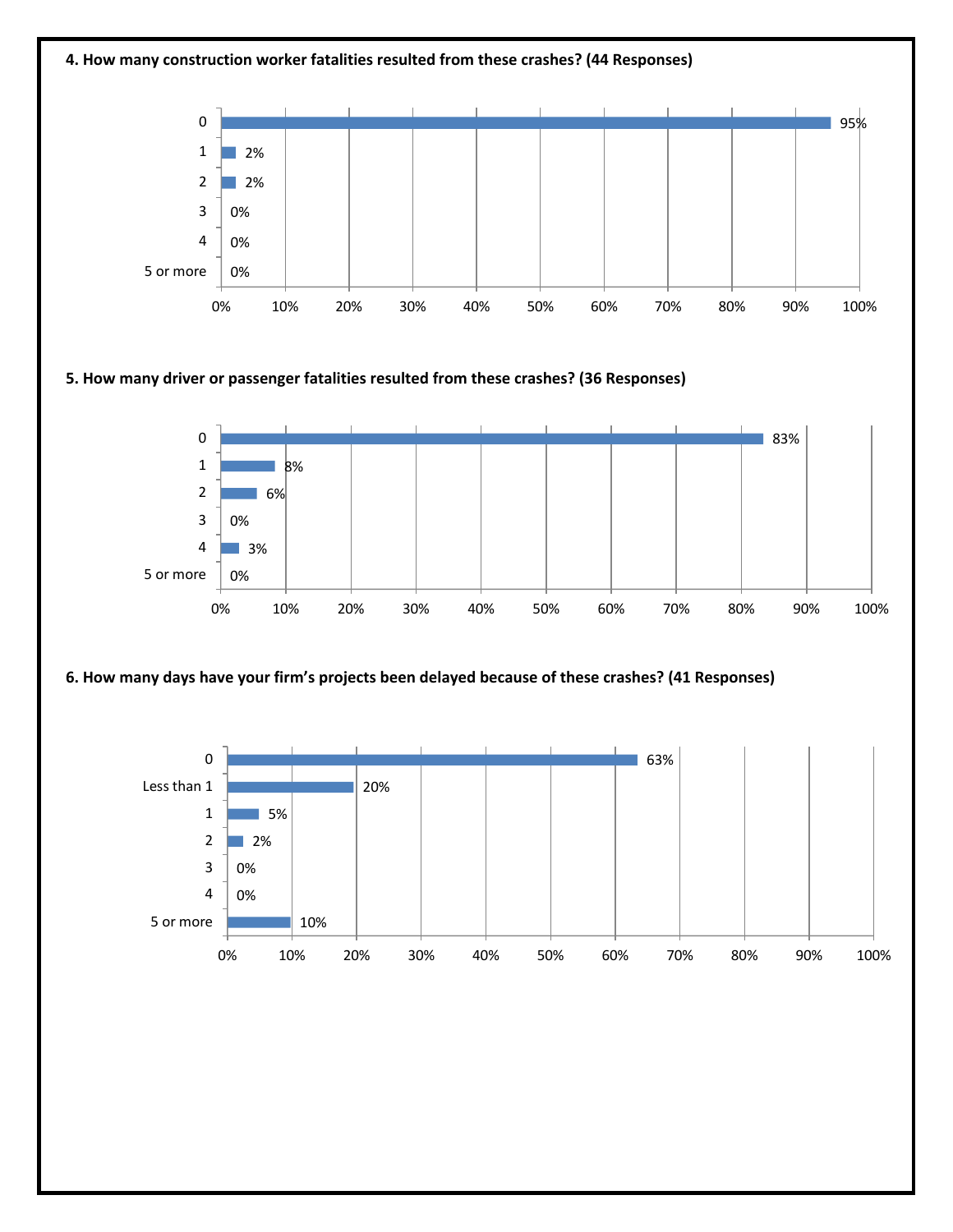**4. How many construction worker fatalities resulted from these crashes? (44 Responses)**

| Response | Percent |
|---|---|
| 0 | 95% |
| 1 | 2% |
| 2 | 2% |
| 3 | 0% |
| 4 | 0% |
| 5 or more | 0% |

**5. How many driver or passenger fatalities resulted from these crashes? (36 Responses)**

| Response | Percent |
|---|---|
| 0 | 83% |
| 1 | 8% |
| 2 | 6% |
| 3 | 0% |
| 4 | 3% |
| 5 or more | 0% |

**6. How many days have your firm's projects been delayed because of these crashes? (41 Responses)**

| Response | Percent |
|---|---|
| 0 | 63% |
| Less than 1 | 20% |
| 1 | 5% |
| 2 | 2% |
| 3 | 0% |
| 4 | 0% |
| 5 or more | 10% |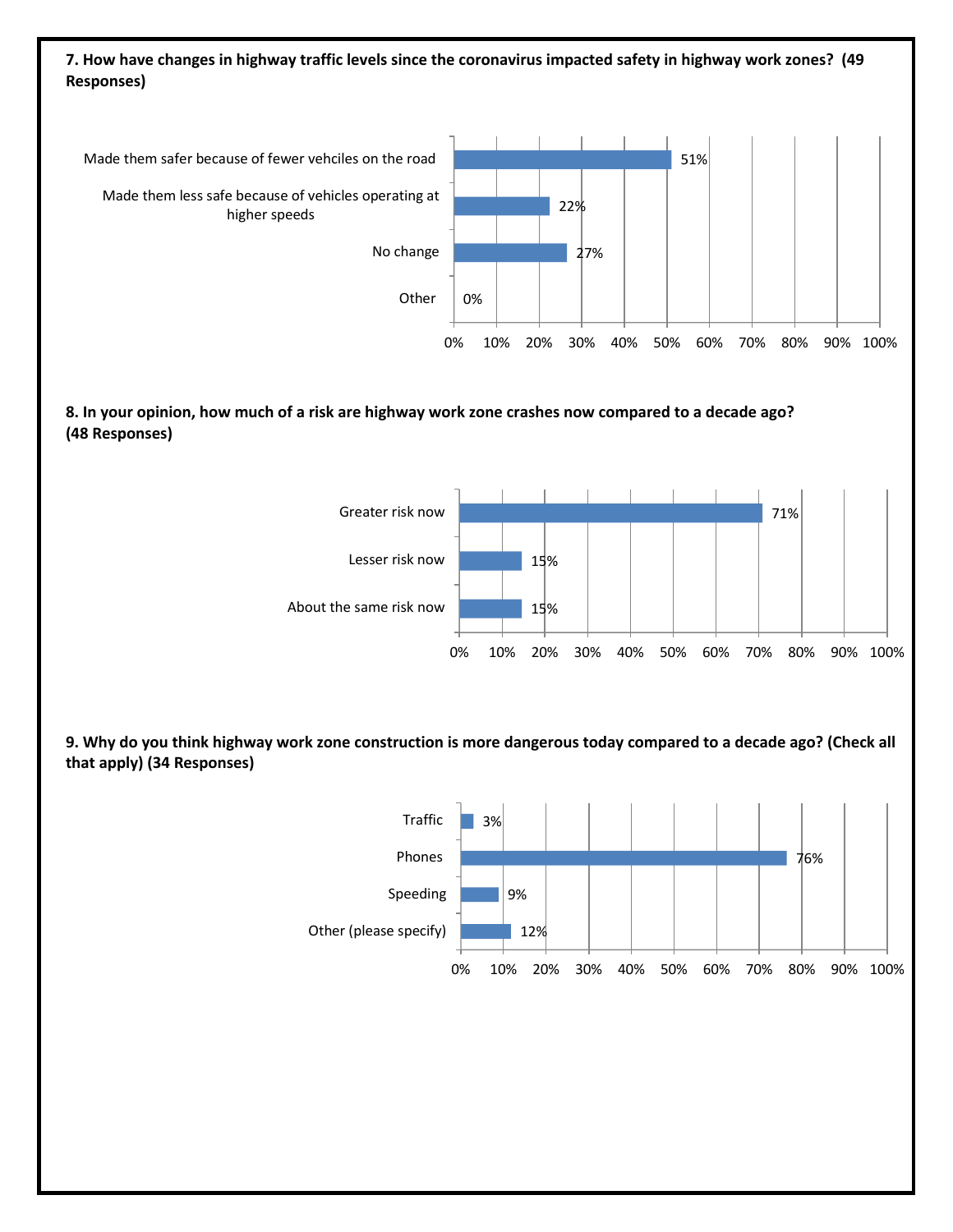**7. How have changes in highway traffic levels since the coronavirus impacted safety in highway work zones? (49 Responses)**

| Response | Percent |
|---|---|
| Made them safer because of fewer vehciles on the road | 51% |
| Made them less safe because of vehicles operating at higher speeds | 22% |
| No change | 27% |
| Other | 0% |

**8. In your opinion, how much of a risk are highway work zone crashes now compared to a decade ago? (48 Responses)**

| Response | Percent |
|---|---|
| Greater risk now | 71% |
| Lesser risk now | 15% |
| About the same risk now | 15% |

**9. Why do you think highway work zone construction is more dangerous today compared to a decade ago? (Check all that apply) (34 Responses)**

| Response | Percent |
|---|---|
| Traffic | 3% |
| Phones | 76% |
| Speeding | 9% |
| Other (please specify) | 12% |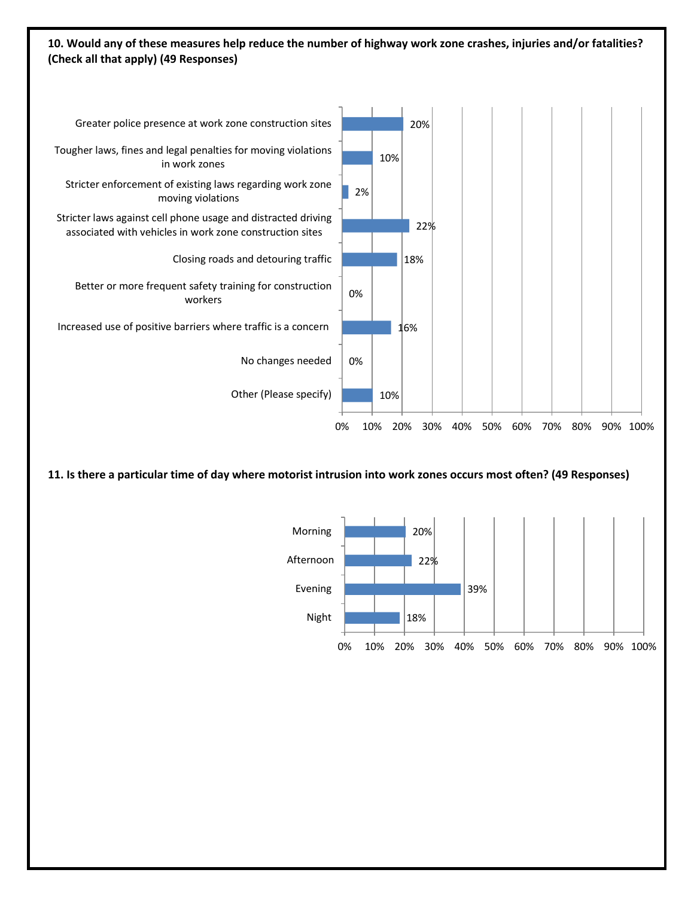**10. Would any of these measures help reduce the number of highway work zone crashes, injuries and/or fatalities? (Check all that apply) (49 Responses)**

| Measure | Percent |
| --- | --- |
| Greater police presence at work zone construction sites | 20% |
| Tougher laws, fines and legal penalties for moving violations in work zones | 10% |
| Stricter enforcement of existing laws regarding work zone moving violations | 2% |
| Stricter laws against cell phone usage and distracted driving associated with vehicles in work zone construction sites | 22% |
| Closing roads and detouring traffic | 18% |
| Better or more frequent safety training for construction workers | 0% |
| Increased use of positive barriers where traffic is a concern | 16% |
| No changes needed | 0% |
| Other (Please specify) | 10% |

**11. Is there a particular time of day where motorist intrusion into work zones occurs most often? (49 Responses)**

| Time of Day | Percent |
| --- | --- |
| Morning | 20% |
| Afternoon | 22% |
| Evening | 39% |
| Night | 18% |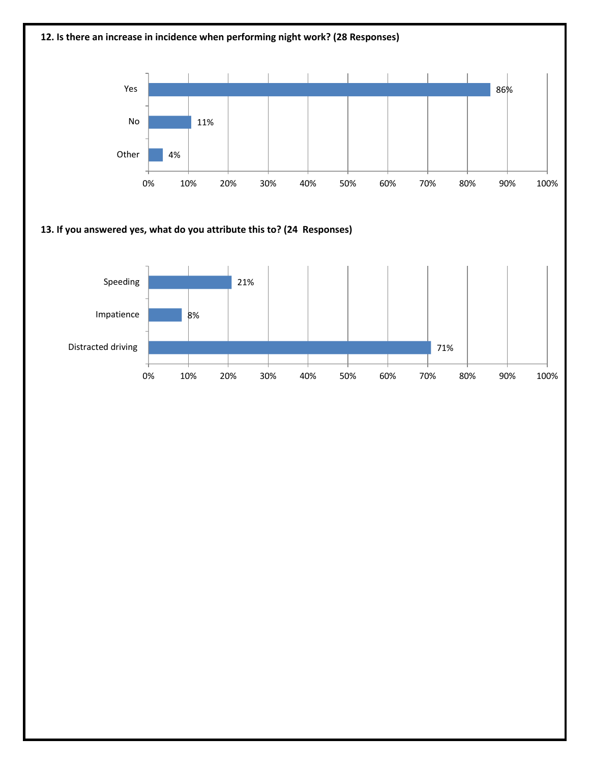**12. Is there an increase in incidence when performing night work? (28 Responses)**

Yes 86%

No 11%

Other 4%

0% 10% 20% 30% 40% 50% 60% 70% 80% 90% 100%

**13. If you answered yes, what do you attribute this to? (24 Responses)**

Speeding 21%

Impatience 8%

Distracted driving 71%

0% 10% 20% 30% 40% 50% 60% 70% 80% 90% 100%